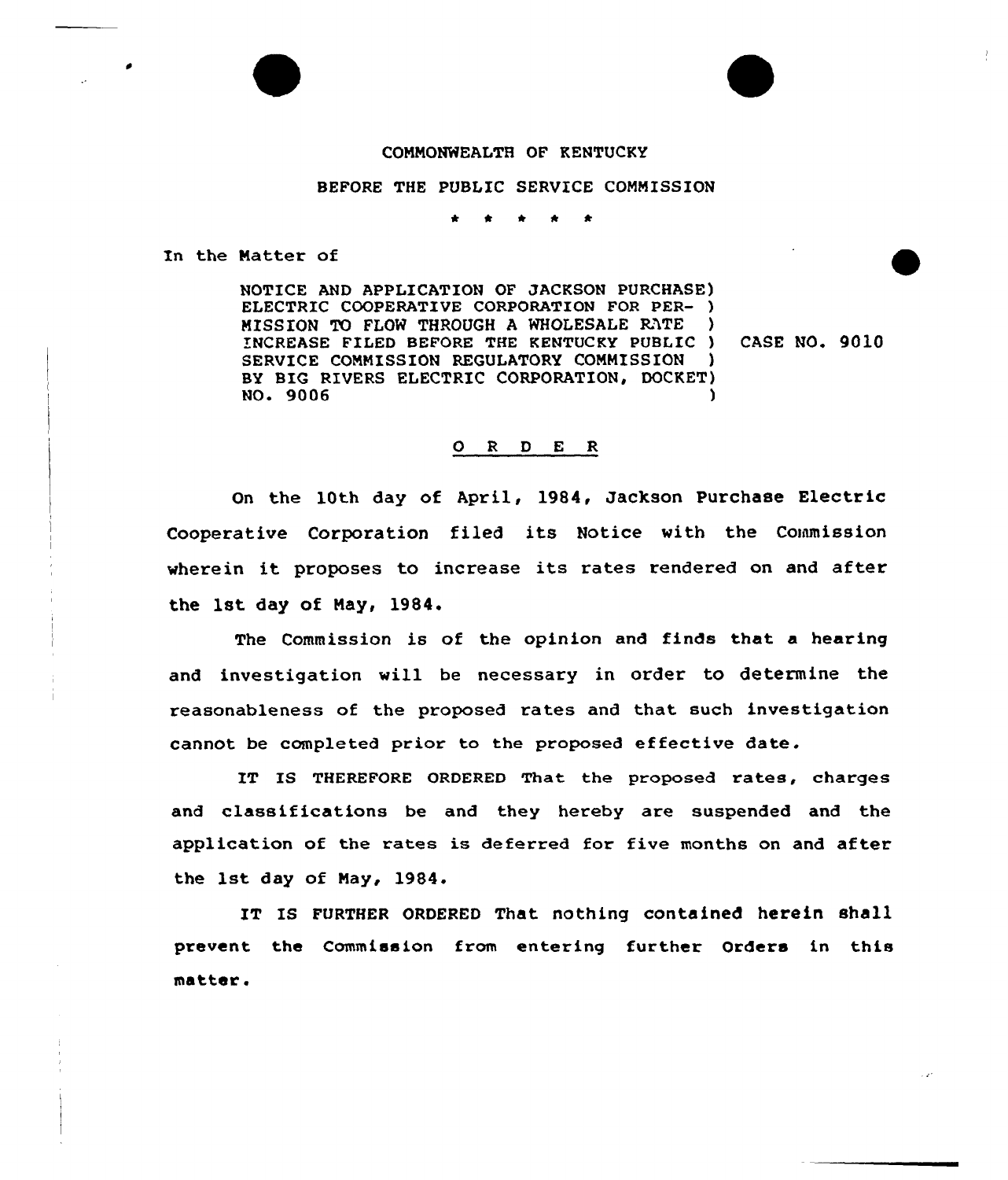COMMONWEALTH OF KENTUCKY

BEFORE THE PUBLIC SERVICE COMMISSION

\* \* \* \* \*

In the Matter of

NOTICE AND APPLICATION OF JACKSON PURCHASE ELECTRIC COOPERATIVE CORPORATION FOR PERMISSION TO FLOW THROUGH A WHOLESALE RATE INCREASE FILED BEFORE THE KENTUCKY PUBLIC SERVICE COMMISSION REGULATORY COMMISSION BY BIG RIVERS ELECTRIC CORPORATION, DOCKET NO. 9006

CASE NO. 9010

## O R D E R

On the 10th day of April, 1984, Jackson Purchase Electric Cooperative Corporation filed its Notice with the Commission wherein it proposes to increase its rates rendered on and after the 1st day of May, 1984.

The Commission is of the opinion and finds that a hearing and investigation will be necessary in order to determine the reasonableness of the proposed rates and that such investigation cannot be completed prior to the proposed effective date.

IT IS THEREFORE ORDERED That the proposed rates, charges and classifications be and they hereby are suspended and the application of the rates is deferred for five months on and after the 1st day of May, 1984.

IT IS FURTHER ORDERED That nothing contained herein shall prevent the Commission from entering further Orders in this matter.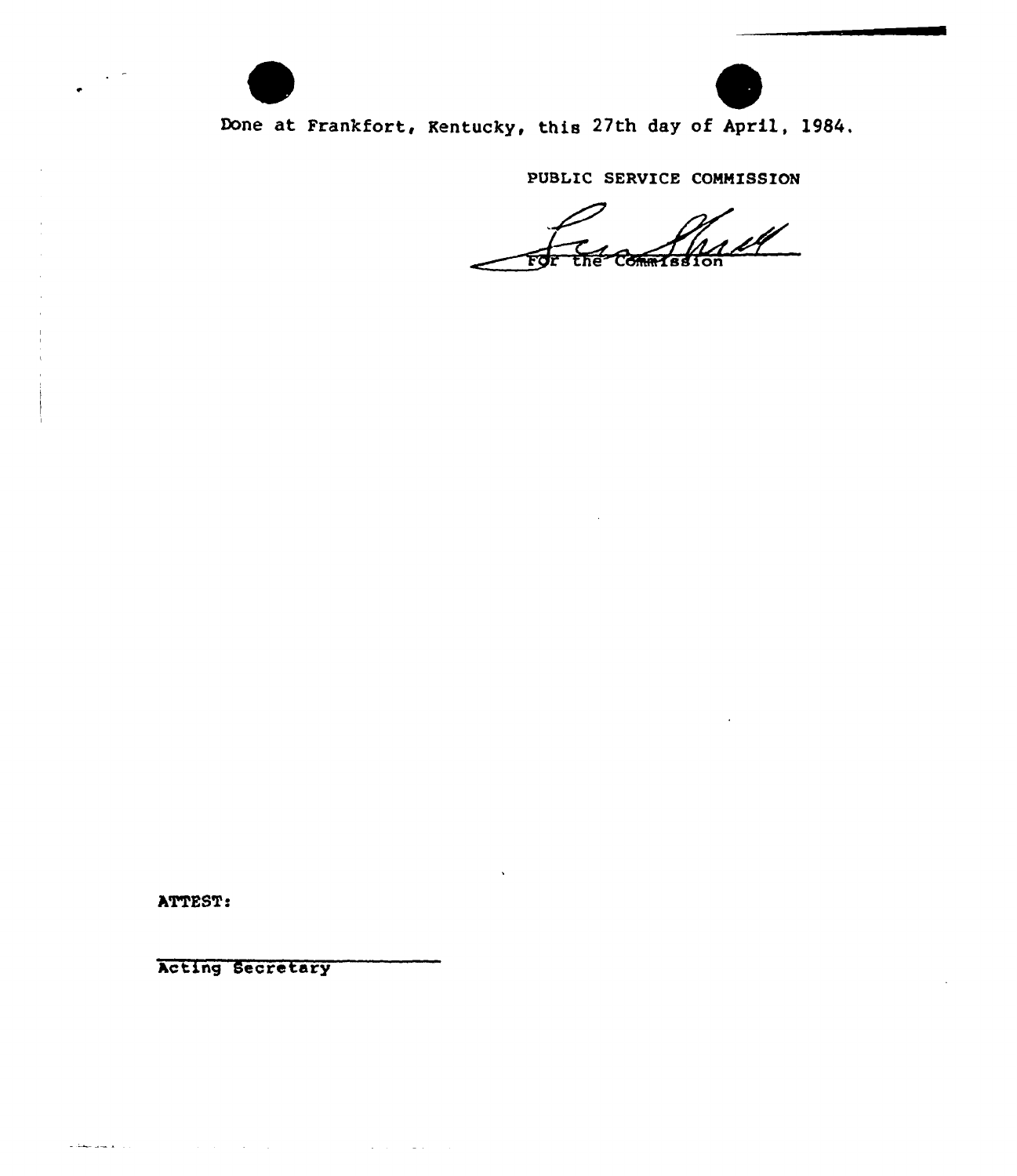Done at Frankfort, Kentucky, this 27th day of April, 1984.

PUBLIC SERVICE COMMISSION

For the Commission

ATTEST:

Acting Secretary